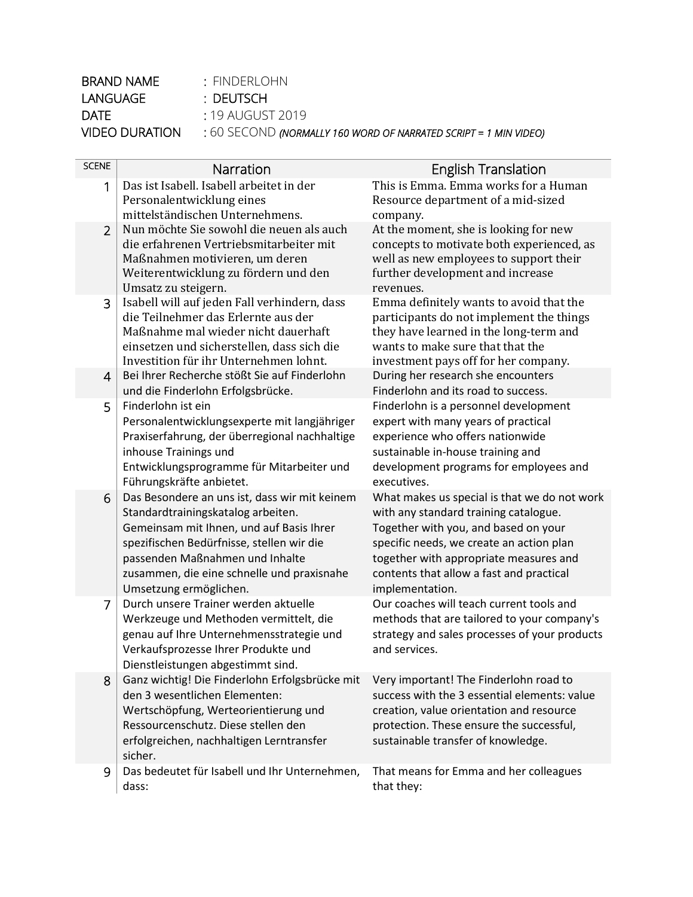BRAND NAME : FINDERLOHN
LANGUAGE : DEUTSCH
DATE : 19 AUGUST 2019
VIDEO DURATION : 60 SECOND *(NORMALLY 160 WORD OF NARRATED SCRIPT = 1 MIN VIDEO)*

| SCENE | Narration | English Translation |
|---|---|---|
| 1 | Das ist Isabell. Isabell arbeitet in der Personalentwicklung eines mittelständischen Unternehmens. | This is Emma. Emma works for a Human Resource department of a mid-sized company. |
| 2 | Nun möchte Sie sowohl die neuen als auch die erfahrenen Vertriebsmitarbeiter mit Maßnahmen motivieren, um deren Weiterentwicklung zu fördern und den Umsatz zu steigern. | At the moment, she is looking for new concepts to motivate both experienced, as well as new employees to support their further development and increase revenues. |
| 3 | Isabell will auf jeden Fall verhindern, dass die Teilnehmer das Erlernte aus der Maßnahme mal wieder nicht dauerhaft einsetzen und sicherstellen, dass sich die Investition für ihr Unternehmen lohnt. | Emma definitely wants to avoid that the participants do not implement the things they have learned in the long-term and wants to make sure that that the investment pays off for her company. |
| 4 | Bei Ihrer Recherche stößt Sie auf Finderlohn und die Finderlohn Erfolgsbrücke. | During her research she encounters Finderlohn and its road to success. |
| 5 | Finderlohn ist ein Personalentwicklungsexperte mit langjähriger Praxiserfahrung, der überregional nachhaltige inhouse Trainings und Entwicklungsprogramme für Mitarbeiter und Führungskräfte anbietet. | Finderlohn is a personnel development expert with many years of practical experience who offers nationwide sustainable in-house training and development programs for employees and executives. |
| 6 | Das Besondere an uns ist, dass wir mit keinem Standardtrainingskatalog arbeiten. Gemeinsam mit Ihnen, und auf Basis Ihrer spezifischen Bedürfnisse, stellen wir die passenden Maßnahmen und Inhalte zusammen, die eine schnelle und praxisnahe Umsetzung ermöglichen. | What makes us special is that we do not work with any standard training catalogue. Together with you, and based on your specific needs, we create an action plan together with appropriate measures and contents that allow a fast and practical implementation. |
| 7 | Durch unsere Trainer werden aktuelle Werkzeuge und Methoden vermittelt, die genau auf Ihre Unternehmensstrategie und Verkaufsprozesse Ihrer Produkte und Dienstleistungen abgestimmt sind. | Our coaches will teach current tools and methods that are tailored to your company's strategy and sales processes of your products and services. |
| 8 | Ganz wichtig! Die Finderlohn Erfolgsbrücke mit den 3 wesentlichen Elementen: Wertschöpfung, Werteorientierung und Ressourcenschutz. Diese stellen den erfolgreichen, nachhaltigen Lerntransfer sicher. | Very important! The Finderlohn road to success with the 3 essential elements: value creation, value orientation and resource protection. These ensure the successful, sustainable transfer of knowledge. |
| 9 | Das bedeutet für Isabell und Ihr Unternehmen, dass: | That means for Emma and her colleagues that they: |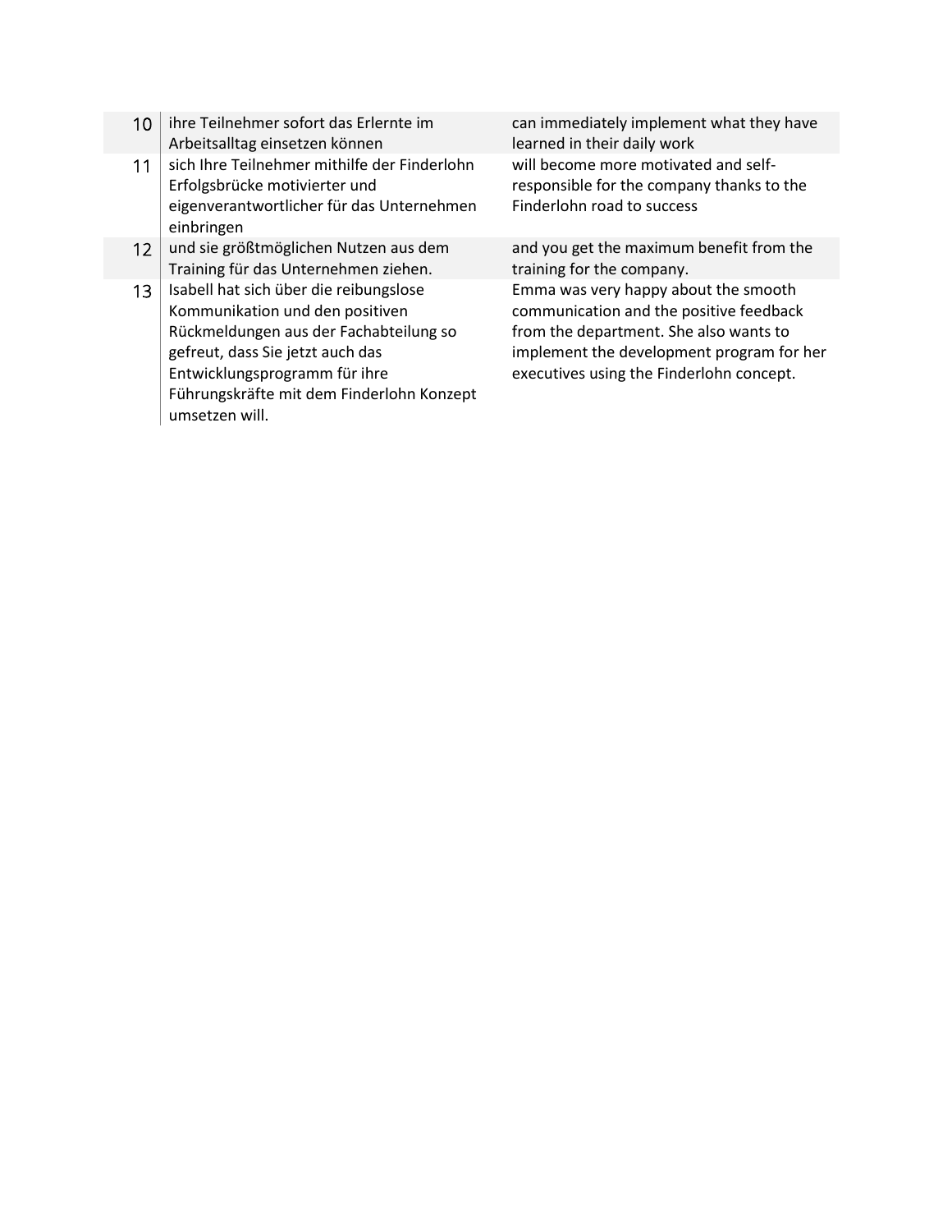| | | |
|---|---|---|
| 10 | ihre Teilnehmer sofort das Erlernte im Arbeitsalltag einsetzen können | can immediately implement what they have learned in their daily work |
| 11 | sich Ihre Teilnehmer mithilfe der Finderlohn Erfolgsbrücke motivierter und eigenverantwortlicher für das Unternehmen einbringen | will become more motivated and self-responsible for the company thanks to the Finderlohn road to success |
| 12 | und sie größtmöglichen Nutzen aus dem Training für das Unternehmen ziehen. | and you get the maximum benefit from the training for the company. |
| 13 | Isabell hat sich über die reibungslose Kommunikation und den positiven Rückmeldungen aus der Fachabteilung so gefreut, dass Sie jetzt auch das Entwicklungsprogramm für ihre Führungskräfte mit dem Finderlohn Konzept umsetzen will. | Emma was very happy about the smooth communication and the positive feedback from the department. She also wants to implement the development program for her executives using the Finderlohn concept. |